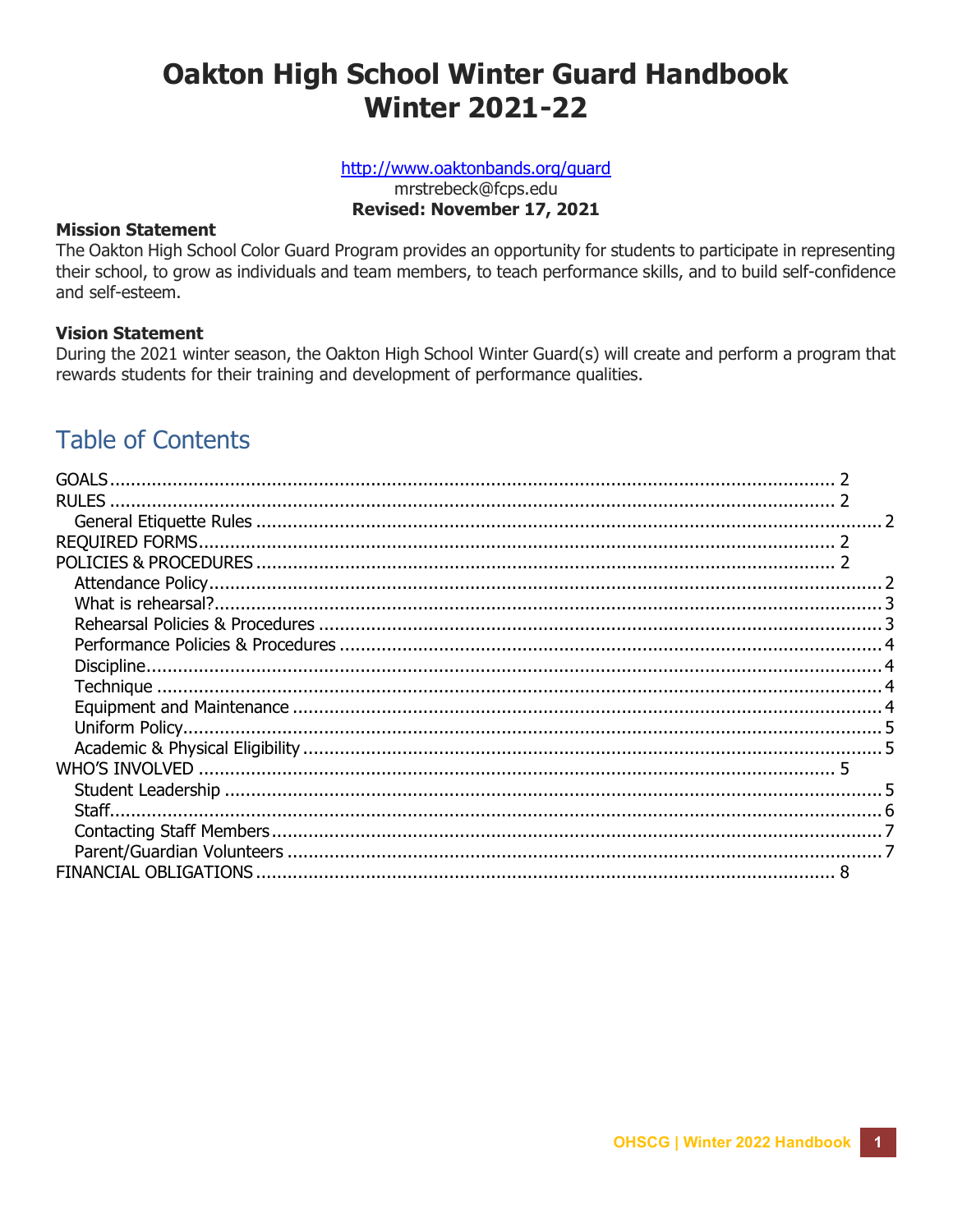# Oakton High School Winter Guard Handbook
# Winter 2021-22

http://www.oaktonbands.org/guard
mrstrebeck@fcps.edu
**Revised: November 17, 2021**

**Mission Statement**
The Oakton High School Color Guard Program provides an opportunity for students to participate in representing their school, to grow as individuals and team members, to teach performance skills, and to build self-confidence and self-esteem.

**Vision Statement**
During the 2021 winter season, the Oakton High School Winter Guard(s) will create and perform a program that rewards students for their training and development of performance qualities.

## Table of Contents

GOALS ..... 2
RULES ..... 2
- General Etiquette Rules ..... 2

REQUIRED FORMS ..... 2
POLICIES & PROCEDURES ..... 2
- Attendance Policy ..... 2
- What is rehearsal? ..... 3
- Rehearsal Policies & Procedures ..... 3
- Performance Policies & Procedures ..... 4
- Discipline ..... 4
- Technique ..... 4
- Equipment and Maintenance ..... 4
- Uniform Policy ..... 5
- Academic & Physical Eligibility ..... 5

WHO'S INVOLVED ..... 5
- Student Leadership ..... 5
- Staff ..... 6
- Contacting Staff Members ..... 7
- Parent/Guardian Volunteers ..... 7

FINANCIAL OBLIGATIONS ..... 8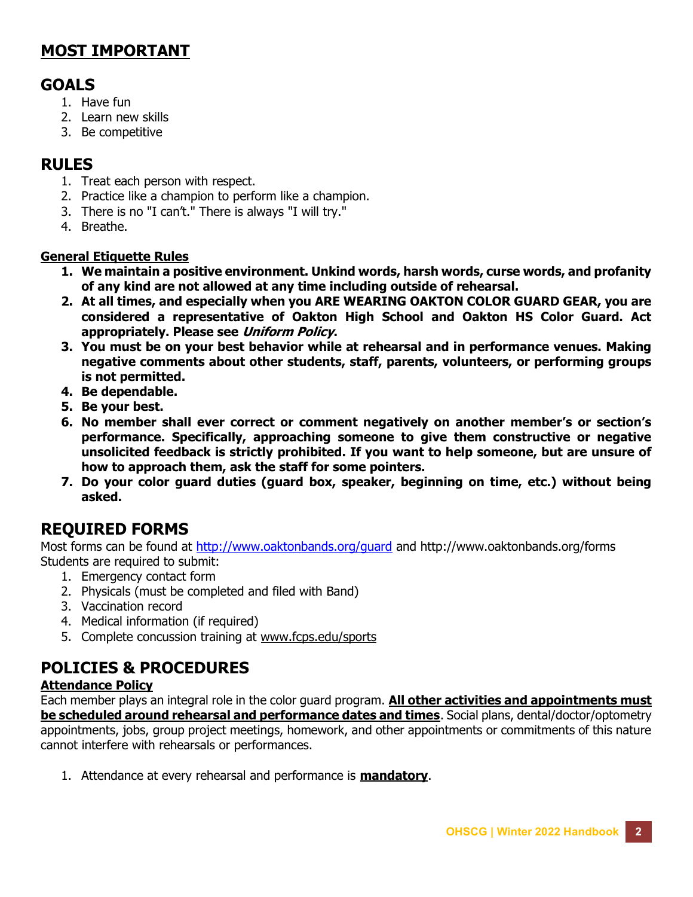## MOST IMPORTANT

## GOALS

1. Have fun
2. Learn new skills
3. Be competitive

## RULES

1. Treat each person with respect.
2. Practice like a champion to perform like a champion.
3. There is no "I can't." There is always "I will try."
4. Breathe.

### General Etiquette Rules

1. **We maintain a positive environment. Unkind words, harsh words, curse words, and profanity of any kind are not allowed at any time including outside of rehearsal.**
2. **At all times, and especially when you ARE WEARING OAKTON COLOR GUARD GEAR, you are considered a representative of Oakton High School and Oakton HS Color Guard. Act appropriately. Please see *Uniform Policy*.**
3. **You must be on your best behavior while at rehearsal and in performance venues. Making negative comments about other students, staff, parents, volunteers, or performing groups is not permitted.**
4. **Be dependable.**
5. **Be your best.**
6. **No member shall ever correct or comment negatively on another member's or section's performance. Specifically, approaching someone to give them constructive or negative unsolicited feedback is strictly prohibited. If you want to help someone, but are unsure of how to approach them, ask the staff for some pointers.**
7. **Do your color guard duties (guard box, speaker, beginning on time, etc.) without being asked.**

## REQUIRED FORMS

Most forms can be found at http://www.oaktonbands.org/guard and http://www.oaktonbands.org/forms
Students are required to submit:

1. Emergency contact form
2. Physicals (must be completed and filed with Band)
3. Vaccination record
4. Medical information (if required)
5. Complete concussion training at www.fcps.edu/sports

## POLICIES & PROCEDURES

### Attendance Policy

Each member plays an integral role in the color guard program. **All other activities and appointments must be scheduled around rehearsal and performance dates and times**. Social plans, dental/doctor/optometry appointments, jobs, group project meetings, homework, and other appointments or commitments of this nature cannot interfere with rehearsals or performances.

1. Attendance at every rehearsal and performance is **mandatory**.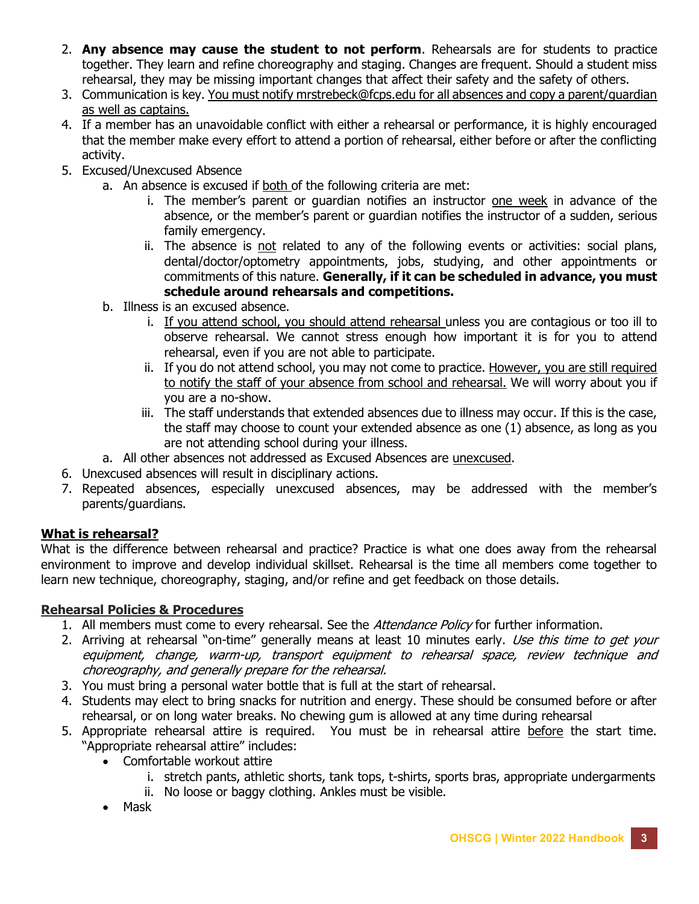2. **Any absence may cause the student to not perform**. Rehearsals are for students to practice together. They learn and refine choreography and staging. Changes are frequent. Should a student miss rehearsal, they may be missing important changes that affect their safety and the safety of others.
3. Communication is key. <u>You must notify mrstrebeck@fcps.edu for all absences and copy a parent/guardian as well as captains.</u>
4. If a member has an unavoidable conflict with either a rehearsal or performance, it is highly encouraged that the member make every effort to attend a portion of rehearsal, either before or after the conflicting activity.
5. Excused/Unexcused Absence
    a. An absence is excused if <u>both</u> of the following criteria are met:
        i. The member's parent or guardian notifies an instructor <u>one week</u> in advance of the absence, or the member's parent or guardian notifies the instructor of a sudden, serious family emergency.
        ii. The absence is <u>not</u> related to any of the following events or activities: social plans, dental/doctor/optometry appointments, jobs, studying, and other appointments or commitments of this nature. **Generally, if it can be scheduled in advance, you must schedule around rehearsals and competitions.**
    b. Illness is an excused absence.
        i. <u>If you attend school, you should attend rehearsal</u> unless you are contagious or too ill to observe rehearsal. We cannot stress enough how important it is for you to attend rehearsal, even if you are not able to participate.
        ii. If you do not attend school, you may not come to practice. <u>However, you are still required to notify the staff of your absence from school and rehearsal.</u> We will worry about you if you are a no-show.
        iii. The staff understands that extended absences due to illness may occur. If this is the case, the staff may choose to count your extended absence as one (1) absence, as long as you are not attending school during your illness.
    a. All other absences not addressed as Excused Absences are <u>unexcused</u>.
6. Unexcused absences will result in disciplinary actions.
7. Repeated absences, especially unexcused absences, may be addressed with the member's parents/guardians.

## <u>What is rehearsal?</u>

What is the difference between rehearsal and practice? Practice is what one does away from the rehearsal environment to improve and develop individual skillset. Rehearsal is the time all members come together to learn new technique, choreography, staging, and/or refine and get feedback on those details.

## <u>Rehearsal Policies & Procedures</u>

1. All members must come to every rehearsal. See the *Attendance Policy* for further information.
2. Arriving at rehearsal "on-time" generally means at least 10 minutes early. *Use this time to get your equipment, change, warm-up, transport equipment to rehearsal space, review technique and choreography, and generally prepare for the rehearsal.*
3. You must bring a personal water bottle that is full at the start of rehearsal.
4. Students may elect to bring snacks for nutrition and energy. These should be consumed before or after rehearsal, or on long water breaks. No chewing gum is allowed at any time during rehearsal
5. Appropriate rehearsal attire is required. You must be in rehearsal attire <u>before</u> the start time. "Appropriate rehearsal attire" includes:
    - Comfortable workout attire
        i. stretch pants, athletic shorts, tank tops, t-shirts, sports bras, appropriate undergarments
        ii. No loose or baggy clothing. Ankles must be visible.
    - Mask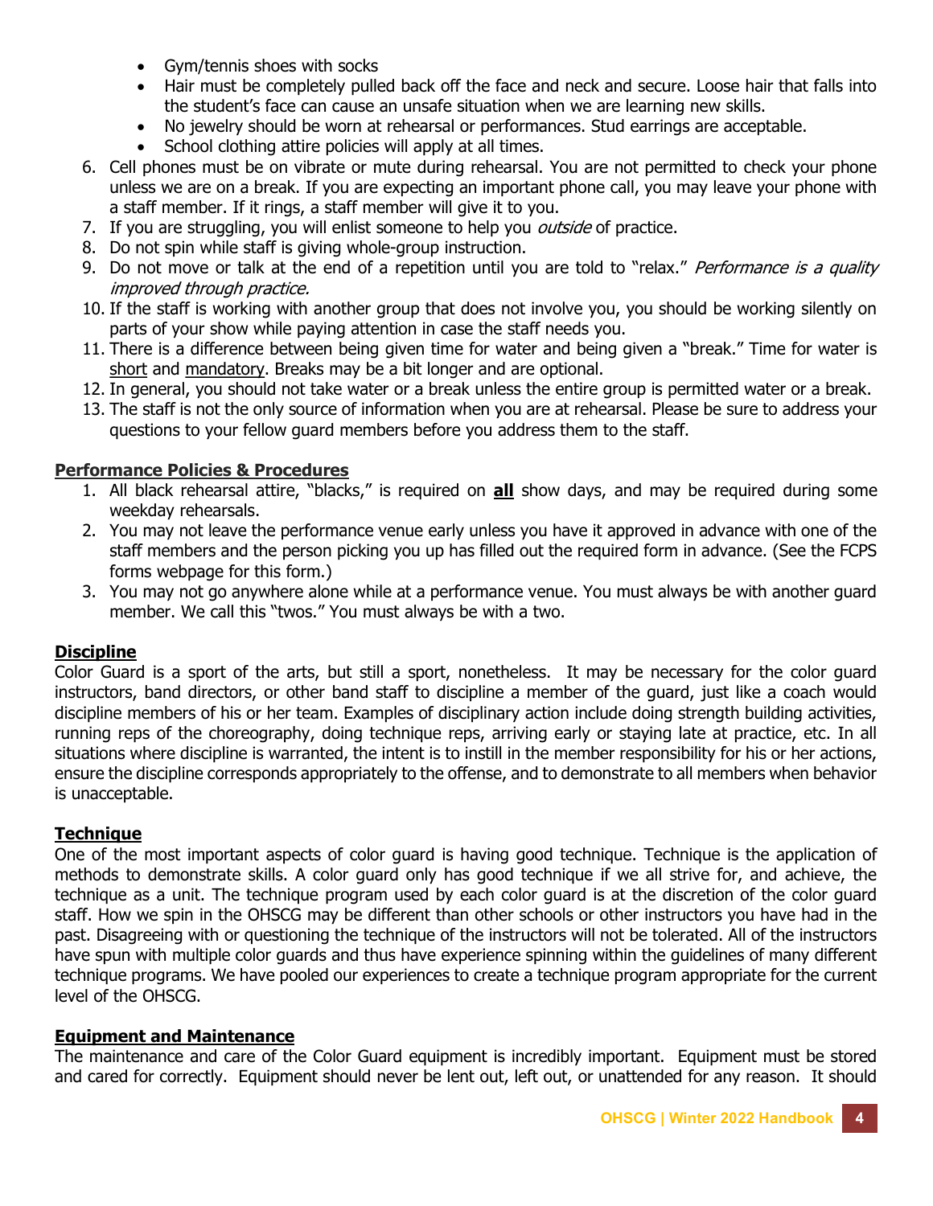- Gym/tennis shoes with socks
- Hair must be completely pulled back off the face and neck and secure. Loose hair that falls into the student's face can cause an unsafe situation when we are learning new skills.
- No jewelry should be worn at rehearsal or performances. Stud earrings are acceptable.
- School clothing attire policies will apply at all times.

6. Cell phones must be on vibrate or mute during rehearsal. You are not permitted to check your phone unless we are on a break. If you are expecting an important phone call, you may leave your phone with a staff member. If it rings, a staff member will give it to you.
7. If you are struggling, you will enlist someone to help you *outside* of practice.
8. Do not spin while staff is giving whole-group instruction.
9. Do not move or talk at the end of a repetition until you are told to "relax." *Performance is a quality improved through practice.*
10. If the staff is working with another group that does not involve you, you should be working silently on parts of your show while paying attention in case the staff needs you.
11. There is a difference between being given time for water and being given a "break." Time for water is <u>short</u> and <u>mandatory</u>. Breaks may be a bit longer and are optional.
12. In general, you should not take water or a break unless the entire group is permitted water or a break.
13. The staff is not the only source of information when you are at rehearsal. Please be sure to address your questions to your fellow guard members before you address them to the staff.

## Performance Policies & Procedures

1. All black rehearsal attire, "blacks," is required on **<u>all</u>** show days, and may be required during some weekday rehearsals.
2. You may not leave the performance venue early unless you have it approved in advance with one of the staff members and the person picking you up has filled out the required form in advance. (See the FCPS forms webpage for this form.)
3. You may not go anywhere alone while at a performance venue. You must always be with another guard member. We call this "twos." You must always be with a two.

## Discipline

Color Guard is a sport of the arts, but still a sport, nonetheless. It may be necessary for the color guard instructors, band directors, or other band staff to discipline a member of the guard, just like a coach would discipline members of his or her team. Examples of disciplinary action include doing strength building activities, running reps of the choreography, doing technique reps, arriving early or staying late at practice, etc. In all situations where discipline is warranted, the intent is to instill in the member responsibility for his or her actions, ensure the discipline corresponds appropriately to the offense, and to demonstrate to all members when behavior is unacceptable.

## Technique

One of the most important aspects of color guard is having good technique. Technique is the application of methods to demonstrate skills. A color guard only has good technique if we all strive for, and achieve, the technique as a unit. The technique program used by each color guard is at the discretion of the color guard staff. How we spin in the OHSCG may be different than other schools or other instructors you have had in the past. Disagreeing with or questioning the technique of the instructors will not be tolerated. All of the instructors have spun with multiple color guards and thus have experience spinning within the guidelines of many different technique programs. We have pooled our experiences to create a technique program appropriate for the current level of the OHSCG.

## Equipment and Maintenance

The maintenance and care of the Color Guard equipment is incredibly important. Equipment must be stored and cared for correctly. Equipment should never be lent out, left out, or unattended for any reason. It should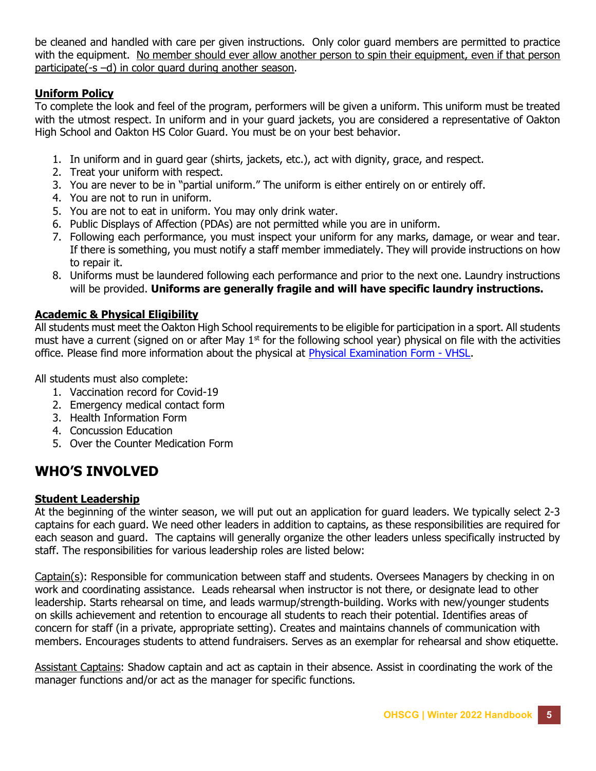be cleaned and handled with care per given instructions. Only color guard members are permitted to practice with the equipment. <u>No member should ever allow another person to spin their equipment, even if that person participate(-s –d) in color guard during another season</u>.

### <u>**Uniform Policy**</u>

To complete the look and feel of the program, performers will be given a uniform. This uniform must be treated with the utmost respect. In uniform and in your guard jackets, you are considered a representative of Oakton High School and Oakton HS Color Guard. You must be on your best behavior.

1. In uniform and in guard gear (shirts, jackets, etc.), act with dignity, grace, and respect.
2. Treat your uniform with respect.
3. You are never to be in "partial uniform." The uniform is either entirely on or entirely off.
4. You are not to run in uniform.
5. You are not to eat in uniform. You may only drink water.
6. Public Displays of Affection (PDAs) are not permitted while you are in uniform.
7. Following each performance, you must inspect your uniform for any marks, damage, or wear and tear. If there is something, you must notify a staff member immediately. They will provide instructions on how to repair it.
8. Uniforms must be laundered following each performance and prior to the next one. Laundry instructions will be provided. **Uniforms are generally fragile and will have specific laundry instructions.**

### <u>**Academic & Physical Eligibility**</u>

All students must meet the Oakton High School requirements to be eligible for participation in a sport. All students must have a current (signed on or after May 1st for the following school year) physical on file with the activities office. Please find more information about the physical at Physical Examination Form - VHSL.

All students must also complete:

1. Vaccination record for Covid-19
2. Emergency medical contact form
3. Health Information Form
4. Concussion Education
5. Over the Counter Medication Form

## WHO'S INVOLVED

### <u>**Student Leadership**</u>

At the beginning of the winter season, we will put out an application for guard leaders. We typically select 2-3 captains for each guard. We need other leaders in addition to captains, as these responsibilities are required for each season and guard. The captains will generally organize the other leaders unless specifically instructed by staff. The responsibilities for various leadership roles are listed below:

<u>Captain(s)</u>: Responsible for communication between staff and students. Oversees Managers by checking in on work and coordinating assistance. Leads rehearsal when instructor is not there, or designate lead to other leadership. Starts rehearsal on time, and leads warmup/strength-building. Works with new/younger students on skills achievement and retention to encourage all students to reach their potential. Identifies areas of concern for staff (in a private, appropriate setting). Creates and maintains channels of communication with members. Encourages students to attend fundraisers. Serves as an exemplar for rehearsal and show etiquette.

<u>Assistant Captains</u>: Shadow captain and act as captain in their absence. Assist in coordinating the work of the manager functions and/or act as the manager for specific functions.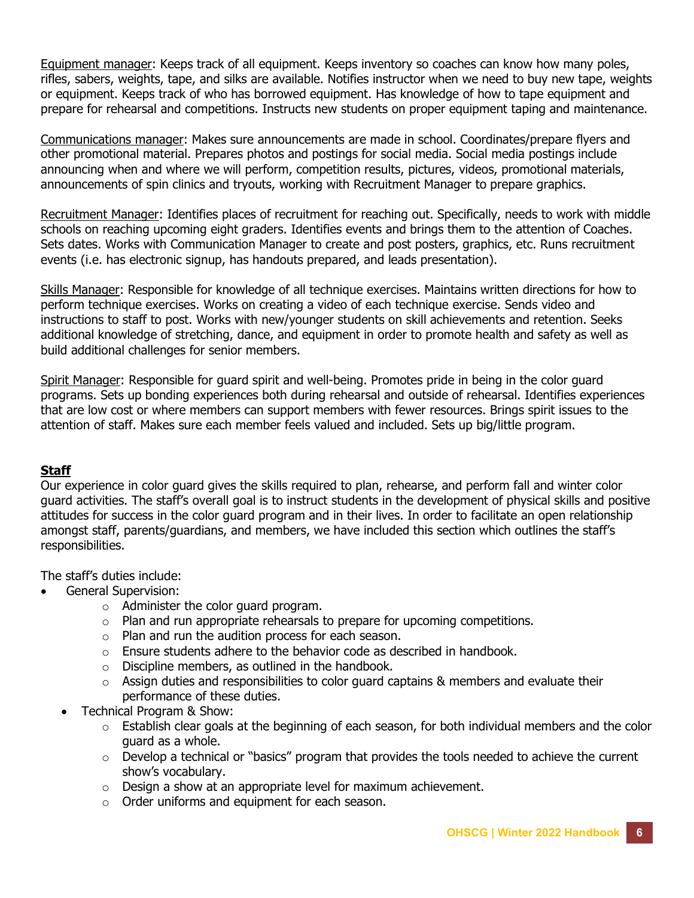Equipment manager: Keeps track of all equipment. Keeps inventory so coaches can know how many poles, rifles, sabers, weights, tape, and silks are available. Notifies instructor when we need to buy new tape, weights or equipment. Keeps track of who has borrowed equipment. Has knowledge of how to tape equipment and prepare for rehearsal and competitions. Instructs new students on proper equipment taping and maintenance.

Communications manager: Makes sure announcements are made in school. Coordinates/prepare flyers and other promotional material. Prepares photos and postings for social media. Social media postings include announcing when and where we will perform, competition results, pictures, videos, promotional materials, announcements of spin clinics and tryouts, working with Recruitment Manager to prepare graphics.

Recruitment Manager: Identifies places of recruitment for reaching out. Specifically, needs to work with middle schools on reaching upcoming eight graders. Identifies events and brings them to the attention of Coaches. Sets dates. Works with Communication Manager to create and post posters, graphics, etc. Runs recruitment events (i.e. has electronic signup, has handouts prepared, and leads presentation).

Skills Manager: Responsible for knowledge of all technique exercises. Maintains written directions for how to perform technique exercises. Works on creating a video of each technique exercise. Sends video and instructions to staff to post. Works with new/younger students on skill achievements and retention. Seeks additional knowledge of stretching, dance, and equipment in order to promote health and safety as well as build additional challenges for senior members.

Spirit Manager: Responsible for guard spirit and well-being. Promotes pride in being in the color guard programs. Sets up bonding experiences both during rehearsal and outside of rehearsal. Identifies experiences that are low cost or where members can support members with fewer resources. Brings spirit issues to the attention of staff. Makes sure each member feels valued and included. Sets up big/little program.

## Staff

Our experience in color guard gives the skills required to plan, rehearse, and perform fall and winter color guard activities. The staff's overall goal is to instruct students in the development of physical skills and positive attitudes for success in the color guard program and in their lives. In order to facilitate an open relationship amongst staff, parents/guardians, and members, we have included this section which outlines the staff's responsibilities.

The staff's duties include:

- General Supervision:
  - Administer the color guard program.
  - Plan and run appropriate rehearsals to prepare for upcoming competitions.
  - Plan and run the audition process for each season.
  - Ensure students adhere to the behavior code as described in handbook.
  - Discipline members, as outlined in the handbook.
  - Assign duties and responsibilities to color guard captains & members and evaluate their performance of these duties.
- Technical Program & Show:
  - Establish clear goals at the beginning of each season, for both individual members and the color guard as a whole.
  - Develop a technical or "basics" program that provides the tools needed to achieve the current show's vocabulary.
  - Design a show at an appropriate level for maximum achievement.
  - Order uniforms and equipment for each season.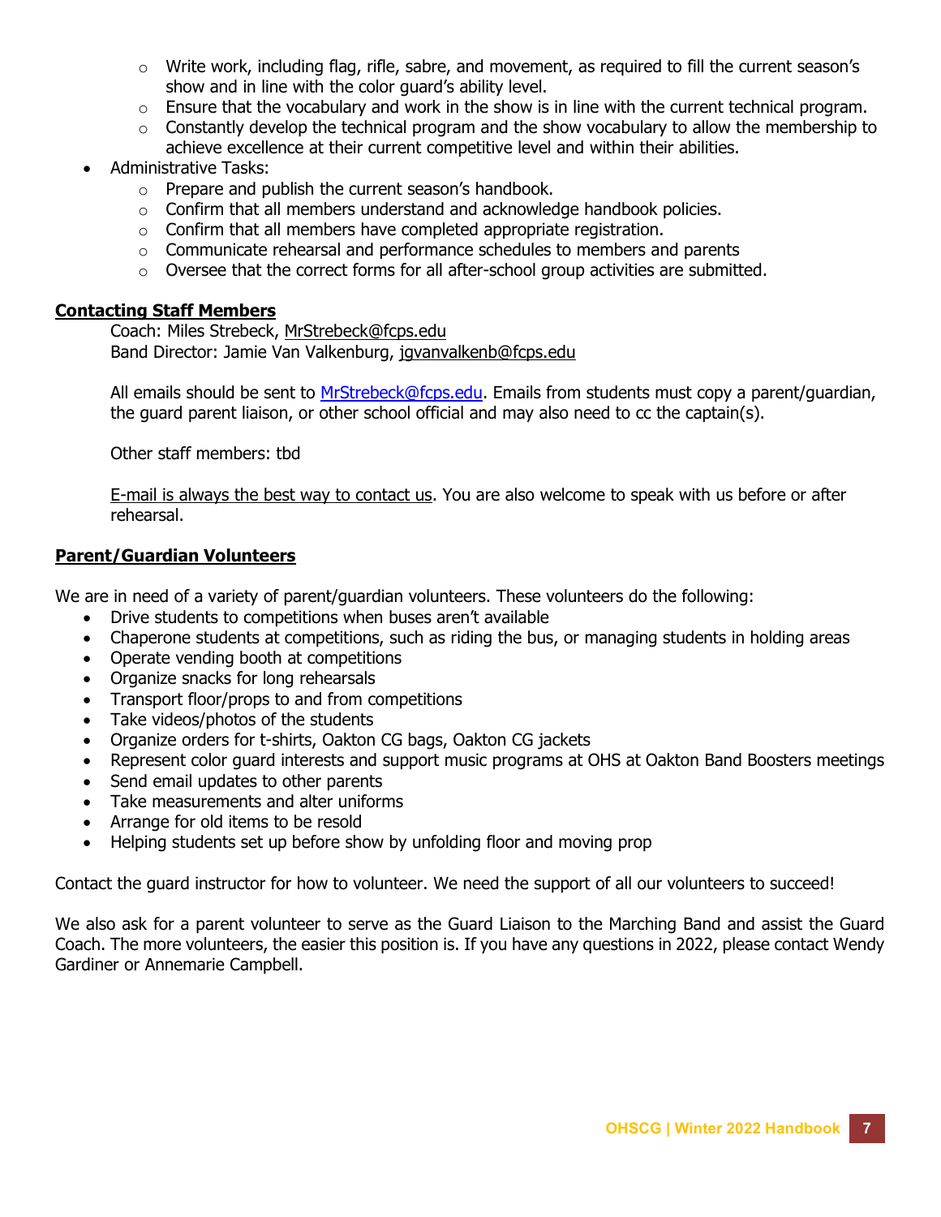- Write work, including flag, rifle, sabre, and movement, as required to fill the current season's show and in line with the color guard's ability level.
  - Ensure that the vocabulary and work in the show is in line with the current technical program.
  - Constantly develop the technical program and the show vocabulary to allow the membership to achieve excellence at their current competitive level and within their abilities.
- Administrative Tasks:
  - Prepare and publish the current season's handbook.
  - Confirm that all members understand and acknowledge handbook policies.
  - Confirm that all members have completed appropriate registration.
  - Communicate rehearsal and performance schedules to members and parents
  - Oversee that the correct forms for all after-school group activities are submitted.

## Contacting Staff Members

Coach: Miles Strebeck, MrStrebeck@fcps.edu
Band Director: Jamie Van Valkenburg, jgvanvalkenb@fcps.edu

All emails should be sent to MrStrebeck@fcps.edu. Emails from students must copy a parent/guardian, the guard parent liaison, or other school official and may also need to cc the captain(s).

Other staff members: tbd

E-mail is always the best way to contact us. You are also welcome to speak with us before or after rehearsal.

## Parent/Guardian Volunteers

We are in need of a variety of parent/guardian volunteers. These volunteers do the following:

- Drive students to competitions when buses aren't available
- Chaperone students at competitions, such as riding the bus, or managing students in holding areas
- Operate vending booth at competitions
- Organize snacks for long rehearsals
- Transport floor/props to and from competitions
- Take videos/photos of the students
- Organize orders for t-shirts, Oakton CG bags, Oakton CG jackets
- Represent color guard interests and support music programs at OHS at Oakton Band Boosters meetings
- Send email updates to other parents
- Take measurements and alter uniforms
- Arrange for old items to be resold
- Helping students set up before show by unfolding floor and moving prop

Contact the guard instructor for how to volunteer. We need the support of all our volunteers to succeed!

We also ask for a parent volunteer to serve as the Guard Liaison to the Marching Band and assist the Guard Coach. The more volunteers, the easier this position is. If you have any questions in 2022, please contact Wendy Gardiner or Annemarie Campbell.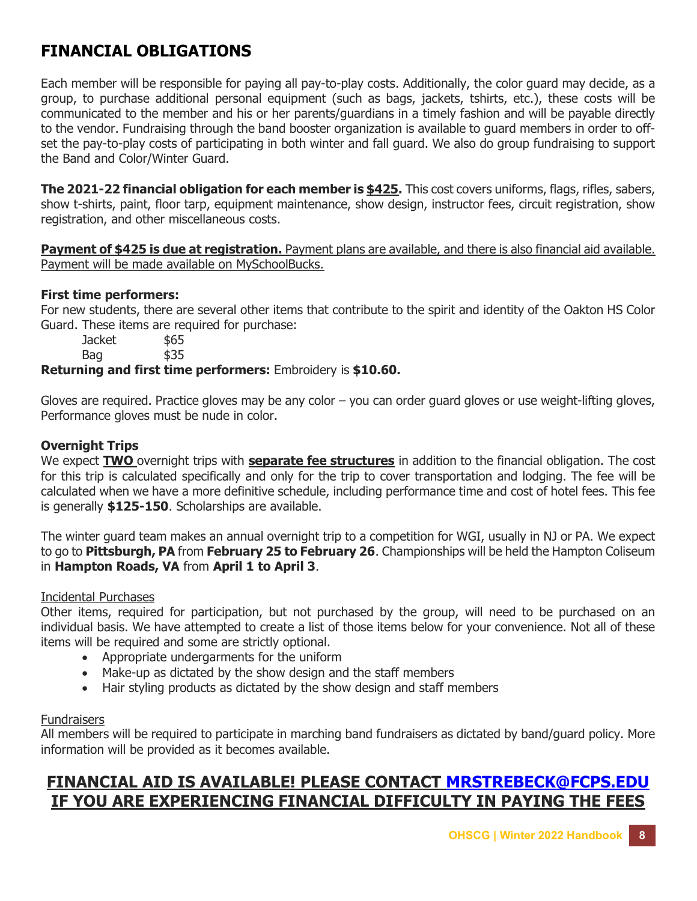## FINANCIAL OBLIGATIONS

Each member will be responsible for paying all pay-to-play costs. Additionally, the color guard may decide, as a group, to purchase additional personal equipment (such as bags, jackets, tshirts, etc.), these costs will be communicated to the member and his or her parents/guardians in a timely fashion and will be payable directly to the vendor. Fundraising through the band booster organization is available to guard members in order to off-set the pay-to-play costs of participating in both winter and fall guard. We also do group fundraising to support the Band and Color/Winter Guard.

**The 2021-22 financial obligation for each member is <u>$425</u>.** This cost covers uniforms, flags, rifles, sabers, show t-shirts, paint, floor tarp, equipment maintenance, show design, instructor fees, circuit registration, show registration, and other miscellaneous costs.

<u>**Payment of $425 is due at registration.** Payment plans are available, and there is also financial aid available. Payment will be made available on MySchoolBucks.</u>

**First time performers:**
For new students, there are several other items that contribute to the spirit and identity of the Oakton HS Color Guard. These items are required for purchase:

| Item | Cost |
|---|---|
| Jacket | $65 |
| Bag | $35 |

**Returning and first time performers:** Embroidery is **$10.60.**

Gloves are required. Practice gloves may be any color – you can order guard gloves or use weight-lifting gloves, Performance gloves must be nude in color.

**Overnight Trips**
We expect <u>**TWO**</u> overnight trips with <u>**separate fee structures**</u> in addition to the financial obligation. The cost for this trip is calculated specifically and only for the trip to cover transportation and lodging. The fee will be calculated when we have a more definitive schedule, including performance time and cost of hotel fees. This fee is generally **$125-150**. Scholarships are available.

The winter guard team makes an annual overnight trip to a competition for WGI, usually in NJ or PA. We expect to go to **Pittsburgh, PA** from **February 25 to February 26**. Championships will be held the Hampton Coliseum in **Hampton Roads, VA** from **April 1 to April 3**.

<u>Incidental Purchases</u>
Other items, required for participation, but not purchased by the group, will need to be purchased on an individual basis. We have attempted to create a list of those items below for your convenience. Not all of these items will be required and some are strictly optional.

- Appropriate undergarments for the uniform
- Make-up as dictated by the show design and the staff members
- Hair styling products as dictated by the show design and staff members

<u>Fundraisers</u>
All members will be required to participate in marching band fundraisers as dictated by band/guard policy. More information will be provided as it becomes available.

## <u>FINANCIAL AID IS AVAILABLE! PLEASE CONTACT MRSTREBECK@FCPS.EDU IF YOU ARE EXPERIENCING FINANCIAL DIFFICULTY IN PAYING THE FEES</u>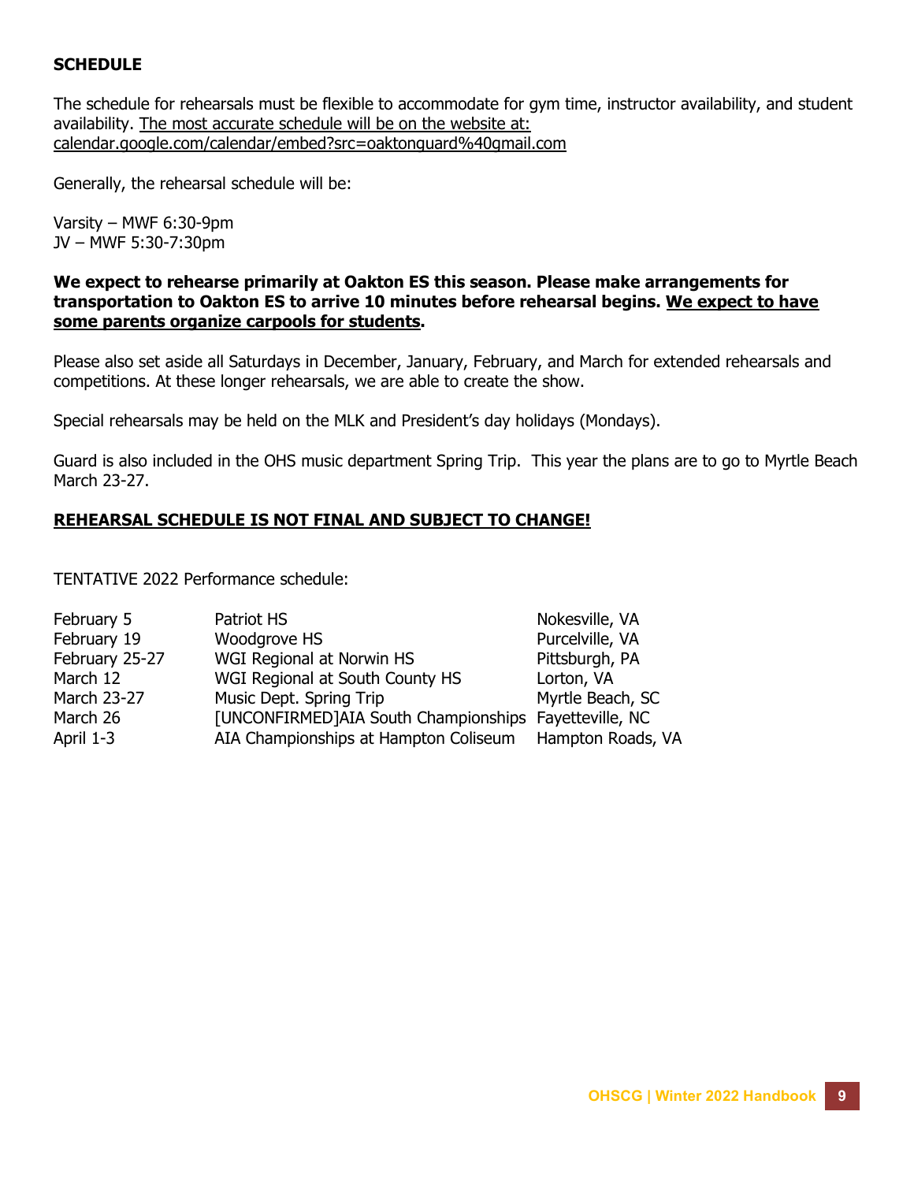**SCHEDULE**

The schedule for rehearsals must be flexible to accommodate for gym time, instructor availability, and student availability. <u>The most accurate schedule will be on the website at: calendar.google.com/calendar/embed?src=oaktonguard%40gmail.com</u>

Generally, the rehearsal schedule will be:

Varsity – MWF 6:30-9pm
JV – MWF 5:30-7:30pm

**We expect to rehearse primarily at Oakton ES this season. Please make arrangements for transportation to Oakton ES to arrive 10 minutes before rehearsal begins. <u>We expect to have some parents organize carpools for students</u>.**

Please also set aside all Saturdays in December, January, February, and March for extended rehearsals and competitions. At these longer rehearsals, we are able to create the show.

Special rehearsals may be held on the MLK and President's day holidays (Mondays).

Guard is also included in the OHS music department Spring Trip. This year the plans are to go to Myrtle Beach March 23-27.

**<u>REHEARSAL SCHEDULE IS NOT FINAL AND SUBJECT TO CHANGE!</u>**

TENTATIVE 2022 Performance schedule:

| | | |
|---|---|---|
| February 5 | Patriot HS | Nokesville, VA |
| February 19 | Woodgrove HS | Purcelville, VA |
| February 25-27 | WGI Regional at Norwin HS | Pittsburgh, PA |
| March 12 | WGI Regional at South County HS | Lorton, VA |
| March 23-27 | Music Dept. Spring Trip | Myrtle Beach, SC |
| March 26 | [UNCONFIRMED]AIA South Championships | Fayetteville, NC |
| April 1-3 | AIA Championships at Hampton Coliseum | Hampton Roads, VA |